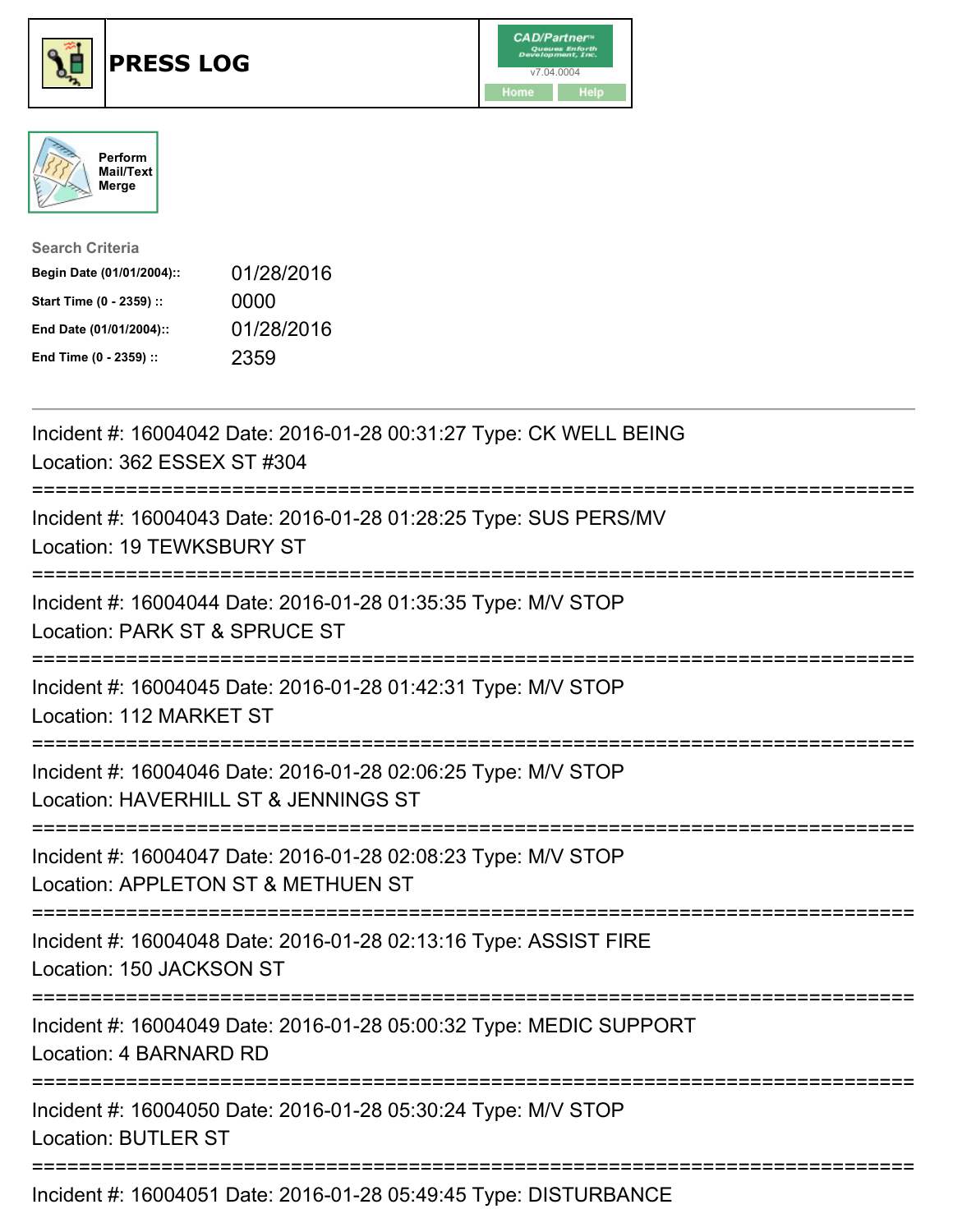# PRESS LOG

CAD/Partner
v7.04.0004
Home Help

Perform Mail/Text Merge

**Search Criteria**

| | |
|---|---|
| **Begin Date (01/01/2004)::** | 01/28/2016 |
| **Start Time (0 - 2359) ::** | 0000 |
| **End Date (01/01/2004)::** | 01/28/2016 |
| **End Time (0 - 2359) ::** | 2359 |

---

Incident #: 16004042 Date: 2016-01-28 00:31:27 Type: CK WELL BEING
Location: 362 ESSEX ST #304

===========================================================================

Incident #: 16004043 Date: 2016-01-28 01:28:25 Type: SUS PERS/MV
Location: 19 TEWKSBURY ST

===========================================================================

Incident #: 16004044 Date: 2016-01-28 01:35:35 Type: M/V STOP
Location: PARK ST & SPRUCE ST

===========================================================================

Incident #: 16004045 Date: 2016-01-28 01:42:31 Type: M/V STOP
Location: 112 MARKET ST

===========================================================================

Incident #: 16004046 Date: 2016-01-28 02:06:25 Type: M/V STOP
Location: HAVERHILL ST & JENNINGS ST

===========================================================================

Incident #: 16004047 Date: 2016-01-28 02:08:23 Type: M/V STOP
Location: APPLETON ST & METHUEN ST

===========================================================================

Incident #: 16004048 Date: 2016-01-28 02:13:16 Type: ASSIST FIRE
Location: 150 JACKSON ST

===========================================================================

Incident #: 16004049 Date: 2016-01-28 05:00:32 Type: MEDIC SUPPORT
Location: 4 BARNARD RD

===========================================================================

Incident #: 16004050 Date: 2016-01-28 05:30:24 Type: M/V STOP
Location: BUTLER ST

===========================================================================

Incident #: 16004051 Date: 2016-01-28 05:49:45 Type: DISTURBANCE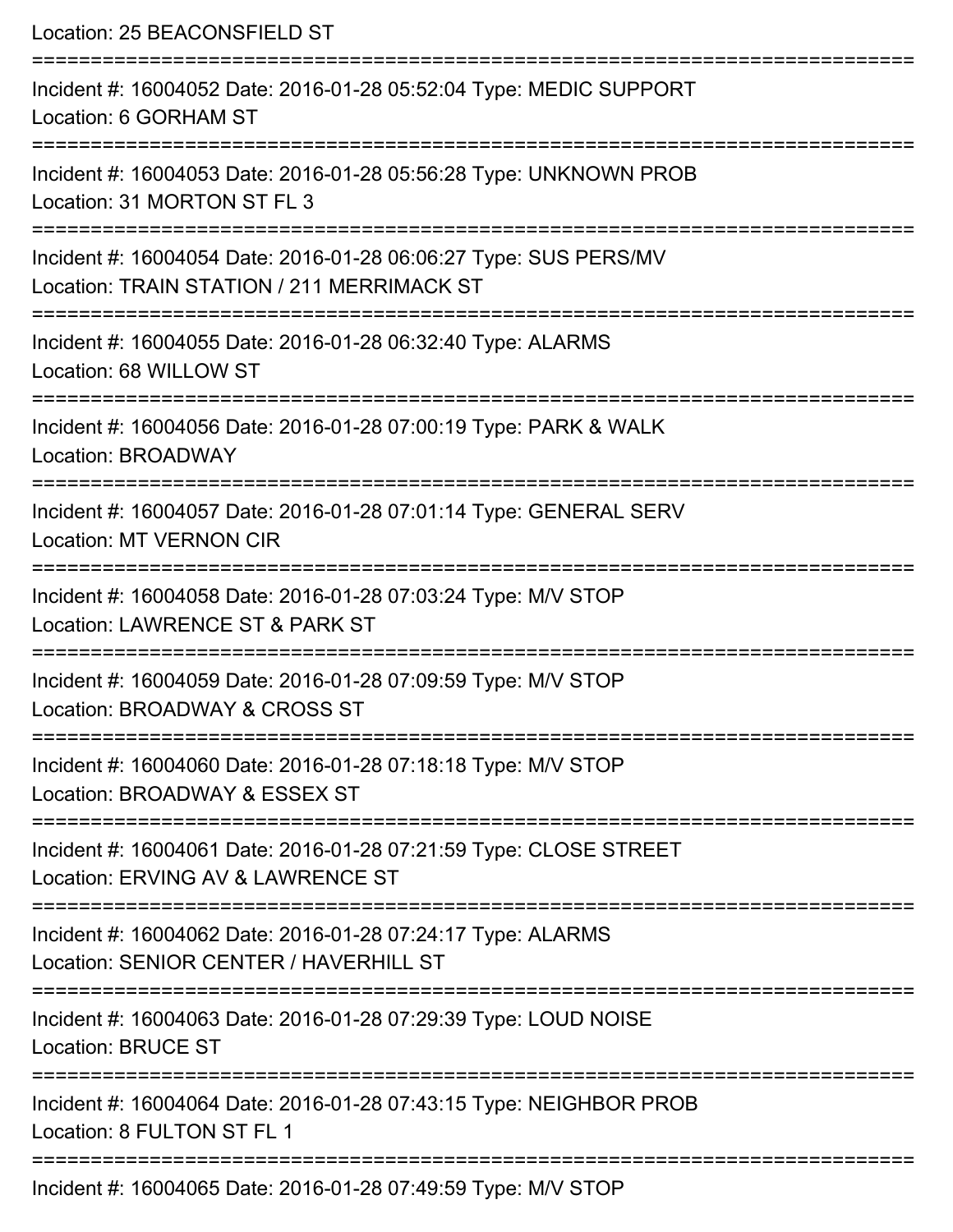Location: 25 BEACONSFIELD ST

===========================================================================

Incident #: 16004052 Date: 2016-01-28 05:52:04 Type: MEDIC SUPPORT
Location: 6 GORHAM ST

===========================================================================

Incident #: 16004053 Date: 2016-01-28 05:56:28 Type: UNKNOWN PROB
Location: 31 MORTON ST FL 3

===========================================================================

Incident #: 16004054 Date: 2016-01-28 06:06:27 Type: SUS PERS/MV
Location: TRAIN STATION / 211 MERRIMACK ST

===========================================================================

Incident #: 16004055 Date: 2016-01-28 06:32:40 Type: ALARMS
Location: 68 WILLOW ST

===========================================================================

Incident #: 16004056 Date: 2016-01-28 07:00:19 Type: PARK & WALK
Location: BROADWAY

===========================================================================

Incident #: 16004057 Date: 2016-01-28 07:01:14 Type: GENERAL SERV
Location: MT VERNON CIR

===========================================================================

Incident #: 16004058 Date: 2016-01-28 07:03:24 Type: M/V STOP
Location: LAWRENCE ST & PARK ST

===========================================================================

Incident #: 16004059 Date: 2016-01-28 07:09:59 Type: M/V STOP
Location: BROADWAY & CROSS ST

===========================================================================

Incident #: 16004060 Date: 2016-01-28 07:18:18 Type: M/V STOP
Location: BROADWAY & ESSEX ST

===========================================================================

Incident #: 16004061 Date: 2016-01-28 07:21:59 Type: CLOSE STREET
Location: ERVING AV & LAWRENCE ST

===========================================================================

Incident #: 16004062 Date: 2016-01-28 07:24:17 Type: ALARMS
Location: SENIOR CENTER / HAVERHILL ST

===========================================================================

Incident #: 16004063 Date: 2016-01-28 07:29:39 Type: LOUD NOISE
Location: BRUCE ST

===========================================================================

Incident #: 16004064 Date: 2016-01-28 07:43:15 Type: NEIGHBOR PROB
Location: 8 FULTON ST FL 1

===========================================================================

Incident #: 16004065 Date: 2016-01-28 07:49:59 Type: M/V STOP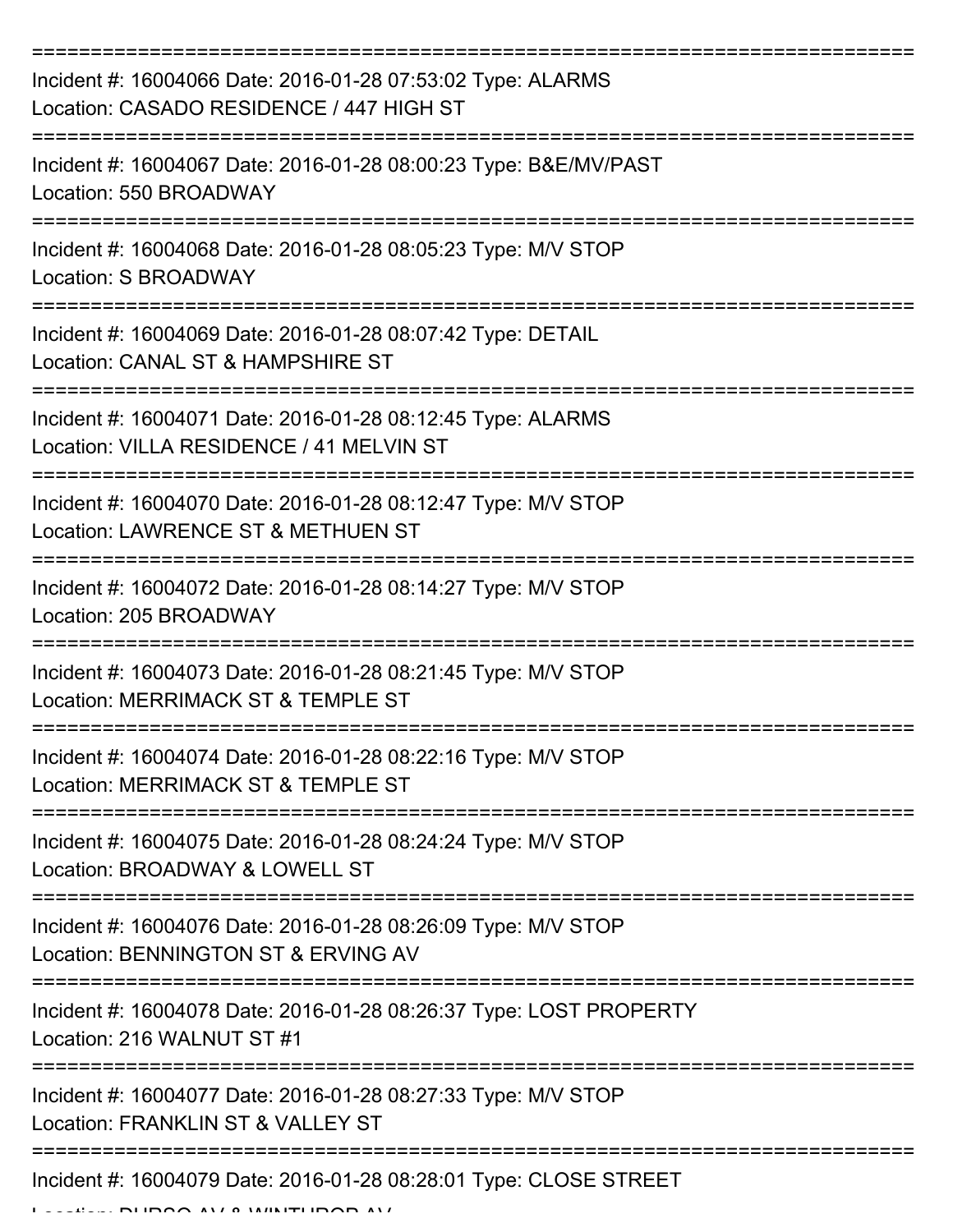Incident #: 16004066 Date: 2016-01-28 07:53:02 Type: ALARMS
Location: CASADO RESIDENCE / 447 HIGH ST

Incident #: 16004067 Date: 2016-01-28 08:00:23 Type: B&E/MV/PAST
Location: 550 BROADWAY

Incident #: 16004068 Date: 2016-01-28 08:05:23 Type: M/V STOP
Location: S BROADWAY

Incident #: 16004069 Date: 2016-01-28 08:07:42 Type: DETAIL
Location: CANAL ST & HAMPSHIRE ST

Incident #: 16004071 Date: 2016-01-28 08:12:45 Type: ALARMS
Location: VILLA RESIDENCE / 41 MELVIN ST

Incident #: 16004070 Date: 2016-01-28 08:12:47 Type: M/V STOP
Location: LAWRENCE ST & METHUEN ST

Incident #: 16004072 Date: 2016-01-28 08:14:27 Type: M/V STOP
Location: 205 BROADWAY

Incident #: 16004073 Date: 2016-01-28 08:21:45 Type: M/V STOP
Location: MERRIMACK ST & TEMPLE ST

Incident #: 16004074 Date: 2016-01-28 08:22:16 Type: M/V STOP
Location: MERRIMACK ST & TEMPLE ST

Incident #: 16004075 Date: 2016-01-28 08:24:24 Type: M/V STOP
Location: BROADWAY & LOWELL ST

Incident #: 16004076 Date: 2016-01-28 08:26:09 Type: M/V STOP
Location: BENNINGTON ST & ERVING AV

Incident #: 16004078 Date: 2016-01-28 08:26:37 Type: LOST PROPERTY
Location: 216 WALNUT ST #1

Incident #: 16004077 Date: 2016-01-28 08:27:33 Type: M/V STOP
Location: FRANKLIN ST & VALLEY ST

Incident #: 16004079 Date: 2016-01-28 08:28:01 Type: CLOSE STREET
Location: DURSO AV & WINTHROP AV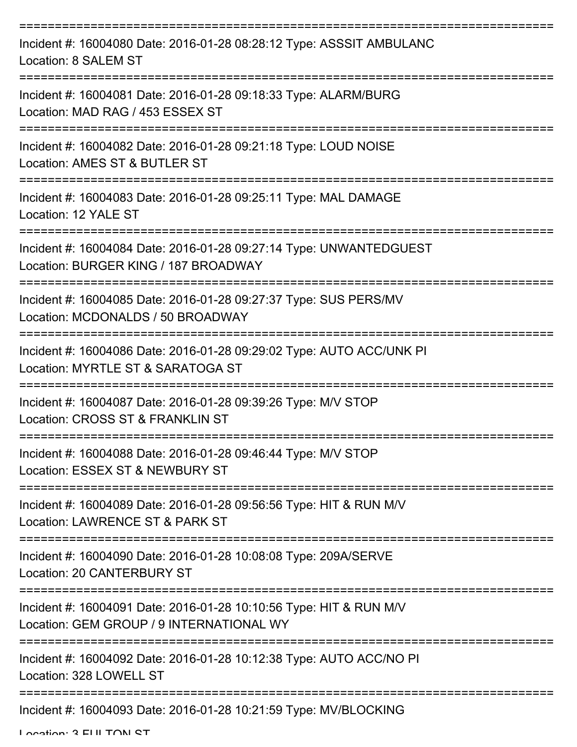===========================================================================

Incident #: 16004080 Date: 2016-01-28 08:28:12 Type: ASSSIT AMBULANC

Location: 8 SALEM ST

===========================================================================

Incident #: 16004081 Date: 2016-01-28 09:18:33 Type: ALARM/BURG

Location: MAD RAG / 453 ESSEX ST

===========================================================================

Incident #: 16004082 Date: 2016-01-28 09:21:18 Type: LOUD NOISE

Location: AMES ST & BUTLER ST

===========================================================================

Incident #: 16004083 Date: 2016-01-28 09:25:11 Type: MAL DAMAGE

Location: 12 YALE ST

===========================================================================

Incident #: 16004084 Date: 2016-01-28 09:27:14 Type: UNWANTEDGUEST

Location: BURGER KING / 187 BROADWAY

===========================================================================

Incident #: 16004085 Date: 2016-01-28 09:27:37 Type: SUS PERS/MV

Location: MCDONALDS / 50 BROADWAY

===========================================================================

Incident #: 16004086 Date: 2016-01-28 09:29:02 Type: AUTO ACC/UNK PI

Location: MYRTLE ST & SARATOGA ST

===========================================================================

Incident #: 16004087 Date: 2016-01-28 09:39:26 Type: M/V STOP

Location: CROSS ST & FRANKLIN ST

===========================================================================

Incident #: 16004088 Date: 2016-01-28 09:46:44 Type: M/V STOP

Location: ESSEX ST & NEWBURY ST

===========================================================================

Incident #: 16004089 Date: 2016-01-28 09:56:56 Type: HIT & RUN M/V

Location: LAWRENCE ST & PARK ST

===========================================================================

Incident #: 16004090 Date: 2016-01-28 10:08:08 Type: 209A/SERVE

Location: 20 CANTERBURY ST

===========================================================================

Incident #: 16004091 Date: 2016-01-28 10:10:56 Type: HIT & RUN M/V

Location: GEM GROUP / 9 INTERNATIONAL WY

===========================================================================

Incident #: 16004092 Date: 2016-01-28 10:12:38 Type: AUTO ACC/NO PI

Location: 328 LOWELL ST

===========================================================================

Incident #: 16004093 Date: 2016-01-28 10:21:59 Type: MV/BLOCKING

Location: 3 FULTON ST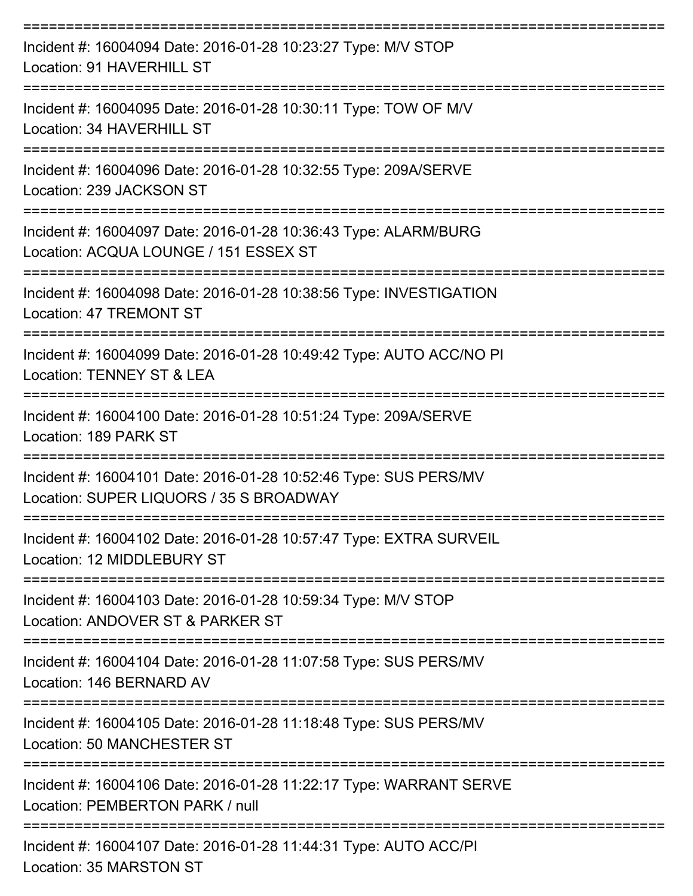===========================================================================

Incident #: 16004094 Date: 2016-01-28 10:23:27 Type: M/V STOP

Location: 91 HAVERHILL ST

===========================================================================

Incident #: 16004095 Date: 2016-01-28 10:30:11 Type: TOW OF M/V

Location: 34 HAVERHILL ST

===========================================================================

Incident #: 16004096 Date: 2016-01-28 10:32:55 Type: 209A/SERVE

Location: 239 JACKSON ST

===========================================================================

Incident #: 16004097 Date: 2016-01-28 10:36:43 Type: ALARM/BURG

Location: ACQUA LOUNGE / 151 ESSEX ST

===========================================================================

Incident #: 16004098 Date: 2016-01-28 10:38:56 Type: INVESTIGATION

Location: 47 TREMONT ST

===========================================================================

Incident #: 16004099 Date: 2016-01-28 10:49:42 Type: AUTO ACC/NO PI

Location: TENNEY ST & LEA

===========================================================================

Incident #: 16004100 Date: 2016-01-28 10:51:24 Type: 209A/SERVE

Location: 189 PARK ST

===========================================================================

Incident #: 16004101 Date: 2016-01-28 10:52:46 Type: SUS PERS/MV

Location: SUPER LIQUORS / 35 S BROADWAY

===========================================================================

Incident #: 16004102 Date: 2016-01-28 10:57:47 Type: EXTRA SURVEIL

Location: 12 MIDDLEBURY ST

===========================================================================

Incident #: 16004103 Date: 2016-01-28 10:59:34 Type: M/V STOP

Location: ANDOVER ST & PARKER ST

===========================================================================

Incident #: 16004104 Date: 2016-01-28 11:07:58 Type: SUS PERS/MV

Location: 146 BERNARD AV

===========================================================================

Incident #: 16004105 Date: 2016-01-28 11:18:48 Type: SUS PERS/MV

Location: 50 MANCHESTER ST

===========================================================================

Incident #: 16004106 Date: 2016-01-28 11:22:17 Type: WARRANT SERVE

Location: PEMBERTON PARK / null

===========================================================================

Incident #: 16004107 Date: 2016-01-28 11:44:31 Type: AUTO ACC/PI

Location: 35 MARSTON ST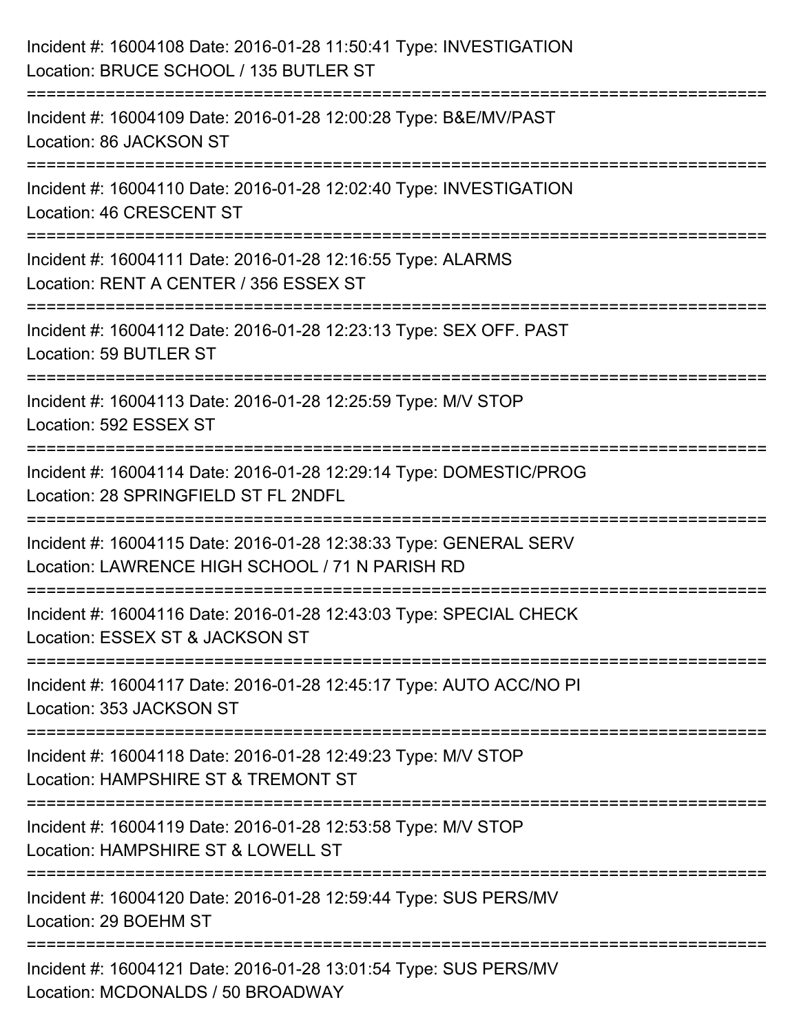Incident #: 16004108 Date: 2016-01-28 11:50:41 Type: INVESTIGATION
Location: BRUCE SCHOOL / 135 BUTLER ST

===========================================================================

Incident #: 16004109 Date: 2016-01-28 12:00:28 Type: B&E/MV/PAST
Location: 86 JACKSON ST

===========================================================================

Incident #: 16004110 Date: 2016-01-28 12:02:40 Type: INVESTIGATION
Location: 46 CRESCENT ST

===========================================================================

Incident #: 16004111 Date: 2016-01-28 12:16:55 Type: ALARMS
Location: RENT A CENTER / 356 ESSEX ST

===========================================================================

Incident #: 16004112 Date: 2016-01-28 12:23:13 Type: SEX OFF. PAST
Location: 59 BUTLER ST

===========================================================================

Incident #: 16004113 Date: 2016-01-28 12:25:59 Type: M/V STOP
Location: 592 ESSEX ST

===========================================================================

Incident #: 16004114 Date: 2016-01-28 12:29:14 Type: DOMESTIC/PROG
Location: 28 SPRINGFIELD ST FL 2NDFL

===========================================================================

Incident #: 16004115 Date: 2016-01-28 12:38:33 Type: GENERAL SERV
Location: LAWRENCE HIGH SCHOOL / 71 N PARISH RD

===========================================================================

Incident #: 16004116 Date: 2016-01-28 12:43:03 Type: SPECIAL CHECK
Location: ESSEX ST & JACKSON ST

===========================================================================

Incident #: 16004117 Date: 2016-01-28 12:45:17 Type: AUTO ACC/NO PI
Location: 353 JACKSON ST

===========================================================================

Incident #: 16004118 Date: 2016-01-28 12:49:23 Type: M/V STOP
Location: HAMPSHIRE ST & TREMONT ST

===========================================================================

Incident #: 16004119 Date: 2016-01-28 12:53:58 Type: M/V STOP
Location: HAMPSHIRE ST & LOWELL ST

===========================================================================

Incident #: 16004120 Date: 2016-01-28 12:59:44 Type: SUS PERS/MV
Location: 29 BOEHM ST

===========================================================================

Incident #: 16004121 Date: 2016-01-28 13:01:54 Type: SUS PERS/MV
Location: MCDONALDS / 50 BROADWAY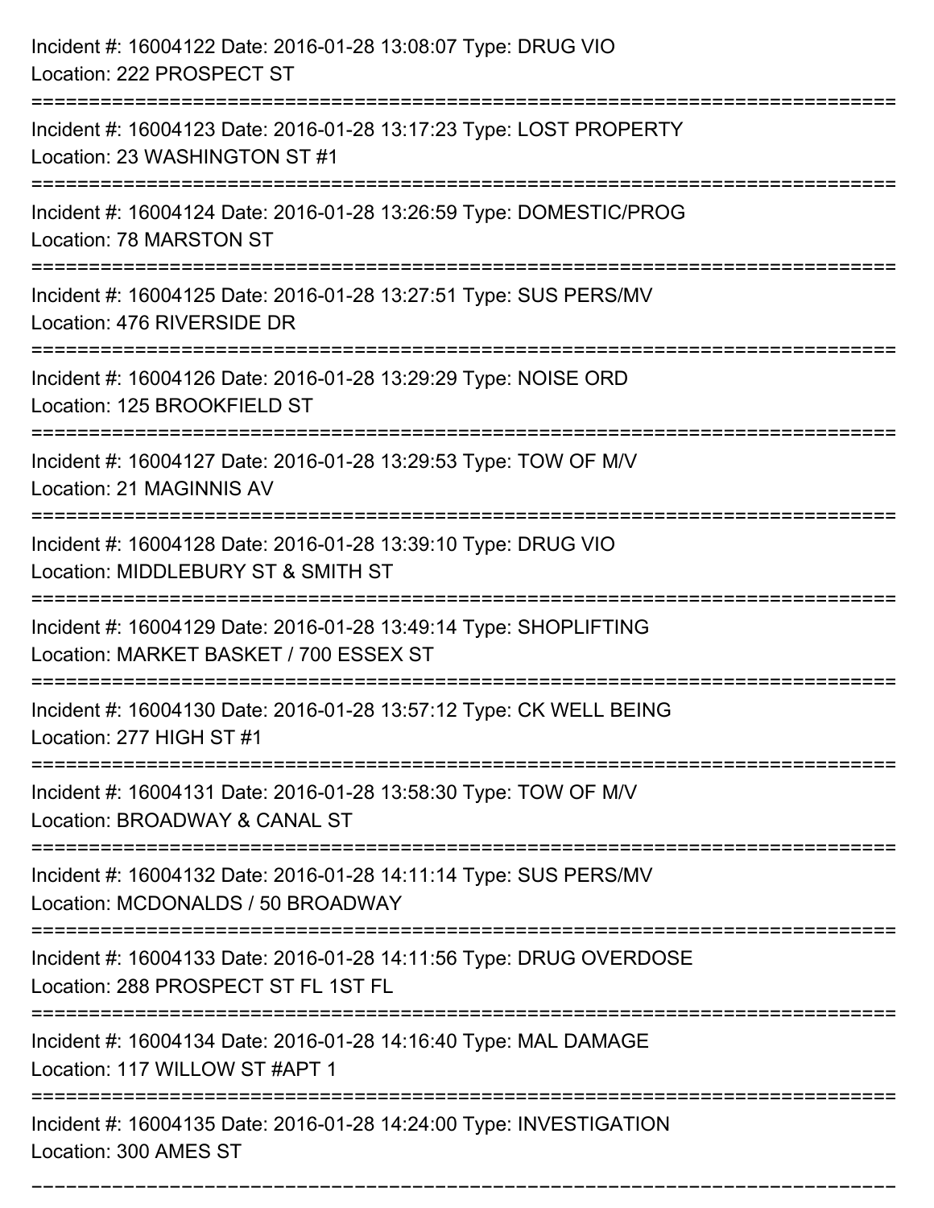Incident #: 16004122 Date: 2016-01-28 13:08:07 Type: DRUG VIO
Location: 222 PROSPECT ST

===========================================================================

Incident #: 16004123 Date: 2016-01-28 13:17:23 Type: LOST PROPERTY
Location: 23 WASHINGTON ST #1

===========================================================================

Incident #: 16004124 Date: 2016-01-28 13:26:59 Type: DOMESTIC/PROG
Location: 78 MARSTON ST

===========================================================================

Incident #: 16004125 Date: 2016-01-28 13:27:51 Type: SUS PERS/MV
Location: 476 RIVERSIDE DR

===========================================================================

Incident #: 16004126 Date: 2016-01-28 13:29:29 Type: NOISE ORD
Location: 125 BROOKFIELD ST

===========================================================================

Incident #: 16004127 Date: 2016-01-28 13:29:53 Type: TOW OF M/V
Location: 21 MAGINNIS AV

===========================================================================

Incident #: 16004128 Date: 2016-01-28 13:39:10 Type: DRUG VIO
Location: MIDDLEBURY ST & SMITH ST

===========================================================================

Incident #: 16004129 Date: 2016-01-28 13:49:14 Type: SHOPLIFTING
Location: MARKET BASKET / 700 ESSEX ST

===========================================================================

Incident #: 16004130 Date: 2016-01-28 13:57:12 Type: CK WELL BEING
Location: 277 HIGH ST #1

===========================================================================

Incident #: 16004131 Date: 2016-01-28 13:58:30 Type: TOW OF M/V
Location: BROADWAY & CANAL ST

===========================================================================

Incident #: 16004132 Date: 2016-01-28 14:11:14 Type: SUS PERS/MV
Location: MCDONALDS / 50 BROADWAY

===========================================================================

Incident #: 16004133 Date: 2016-01-28 14:11:56 Type: DRUG OVERDOSE
Location: 288 PROSPECT ST FL 1ST FL

===========================================================================

Incident #: 16004134 Date: 2016-01-28 14:16:40 Type: MAL DAMAGE
Location: 117 WILLOW ST #APT 1

===========================================================================

Incident #: 16004135 Date: 2016-01-28 14:24:00 Type: INVESTIGATION
Location: 300 AMES ST

===========================================================================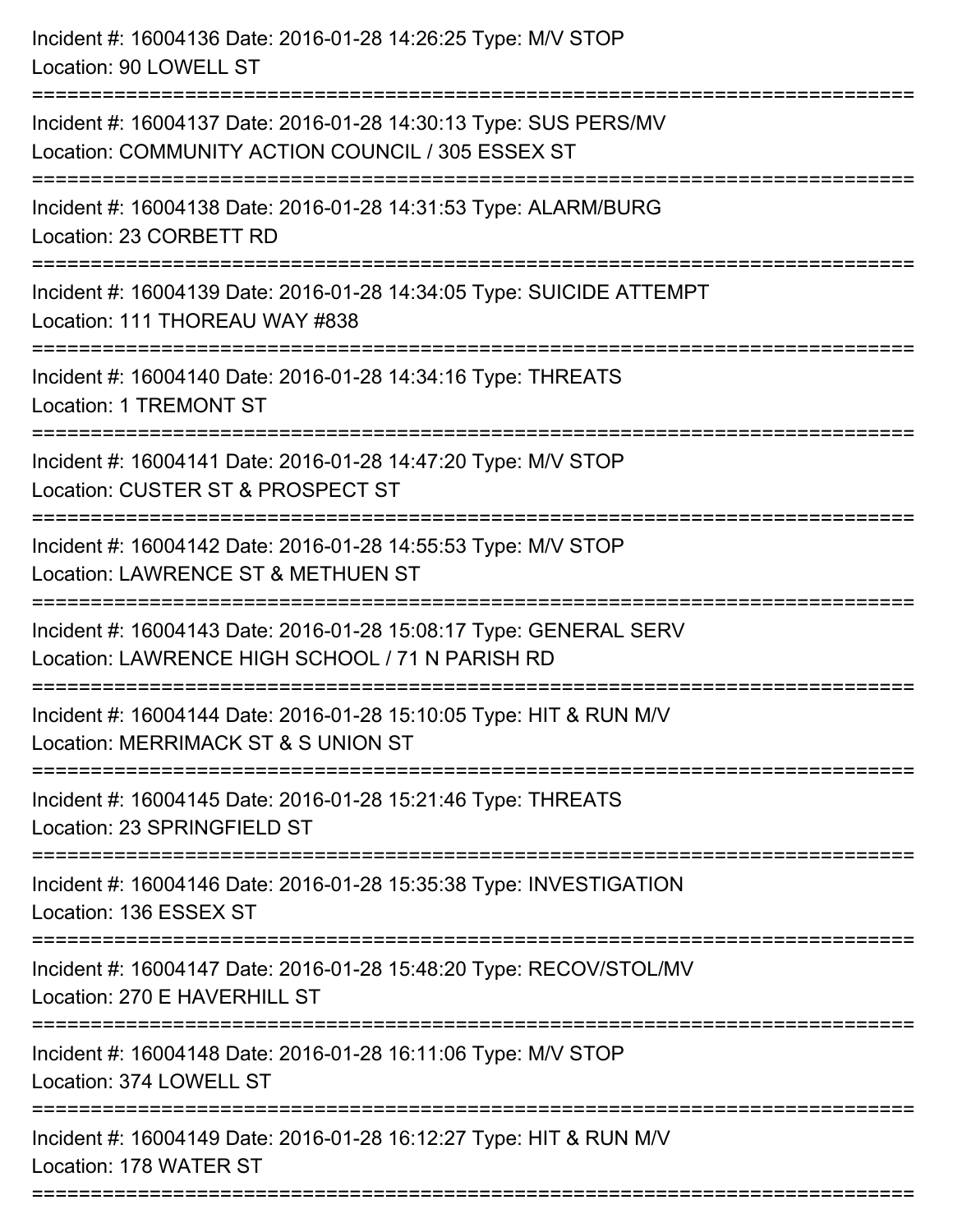Incident #: 16004136 Date: 2016-01-28 14:26:25 Type: M/V STOP
Location: 90 LOWELL ST

===========================================================================

Incident #: 16004137 Date: 2016-01-28 14:30:13 Type: SUS PERS/MV
Location: COMMUNITY ACTION COUNCIL / 305 ESSEX ST

===========================================================================

Incident #: 16004138 Date: 2016-01-28 14:31:53 Type: ALARM/BURG
Location: 23 CORBETT RD

===========================================================================

Incident #: 16004139 Date: 2016-01-28 14:34:05 Type: SUICIDE ATTEMPT
Location: 111 THOREAU WAY #838

===========================================================================

Incident #: 16004140 Date: 2016-01-28 14:34:16 Type: THREATS
Location: 1 TREMONT ST

===========================================================================

Incident #: 16004141 Date: 2016-01-28 14:47:20 Type: M/V STOP
Location: CUSTER ST & PROSPECT ST

===========================================================================

Incident #: 16004142 Date: 2016-01-28 14:55:53 Type: M/V STOP
Location: LAWRENCE ST & METHUEN ST

===========================================================================

Incident #: 16004143 Date: 2016-01-28 15:08:17 Type: GENERAL SERV
Location: LAWRENCE HIGH SCHOOL / 71 N PARISH RD

===========================================================================

Incident #: 16004144 Date: 2016-01-28 15:10:05 Type: HIT & RUN M/V
Location: MERRIMACK ST & S UNION ST

===========================================================================

Incident #: 16004145 Date: 2016-01-28 15:21:46 Type: THREATS
Location: 23 SPRINGFIELD ST

===========================================================================

Incident #: 16004146 Date: 2016-01-28 15:35:38 Type: INVESTIGATION
Location: 136 ESSEX ST

===========================================================================

Incident #: 16004147 Date: 2016-01-28 15:48:20 Type: RECOV/STOL/MV
Location: 270 E HAVERHILL ST

===========================================================================

Incident #: 16004148 Date: 2016-01-28 16:11:06 Type: M/V STOP
Location: 374 LOWELL ST

===========================================================================

Incident #: 16004149 Date: 2016-01-28 16:12:27 Type: HIT & RUN M/V
Location: 178 WATER ST

===========================================================================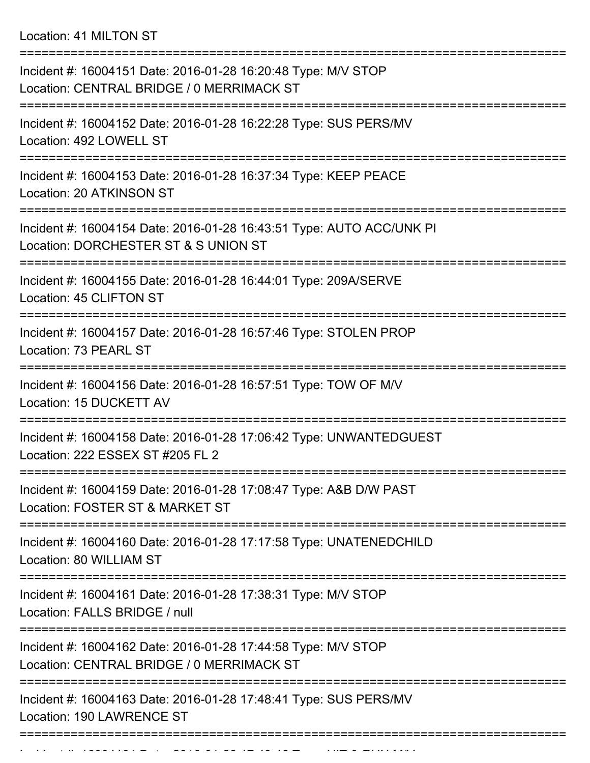Location: 41 MILTON ST

===========================================================================

Incident #: 16004151 Date: 2016-01-28 16:20:48 Type: M/V STOP
Location: CENTRAL BRIDGE / 0 MERRIMACK ST

===========================================================================

Incident #: 16004152 Date: 2016-01-28 16:22:28 Type: SUS PERS/MV
Location: 492 LOWELL ST

===========================================================================

Incident #: 16004153 Date: 2016-01-28 16:37:34 Type: KEEP PEACE
Location: 20 ATKINSON ST

===========================================================================

Incident #: 16004154 Date: 2016-01-28 16:43:51 Type: AUTO ACC/UNK PI
Location: DORCHESTER ST & S UNION ST

===========================================================================

Incident #: 16004155 Date: 2016-01-28 16:44:01 Type: 209A/SERVE
Location: 45 CLIFTON ST

===========================================================================

Incident #: 16004157 Date: 2016-01-28 16:57:46 Type: STOLEN PROP
Location: 73 PEARL ST

===========================================================================

Incident #: 16004156 Date: 2016-01-28 16:57:51 Type: TOW OF M/V
Location: 15 DUCKETT AV

===========================================================================

Incident #: 16004158 Date: 2016-01-28 17:06:42 Type: UNWANTEDGUEST
Location: 222 ESSEX ST #205 FL 2

===========================================================================

Incident #: 16004159 Date: 2016-01-28 17:08:47 Type: A&B D/W PAST
Location: FOSTER ST & MARKET ST

===========================================================================

Incident #: 16004160 Date: 2016-01-28 17:17:58 Type: UNATENEDCHILD
Location: 80 WILLIAM ST

===========================================================================

Incident #: 16004161 Date: 2016-01-28 17:38:31 Type: M/V STOP
Location: FALLS BRIDGE / null

===========================================================================

Incident #: 16004162 Date: 2016-01-28 17:44:58 Type: M/V STOP
Location: CENTRAL BRIDGE / 0 MERRIMACK ST

===========================================================================

Incident #: 16004163 Date: 2016-01-28 17:48:41 Type: SUS PERS/MV
Location: 190 LAWRENCE ST

===========================================================================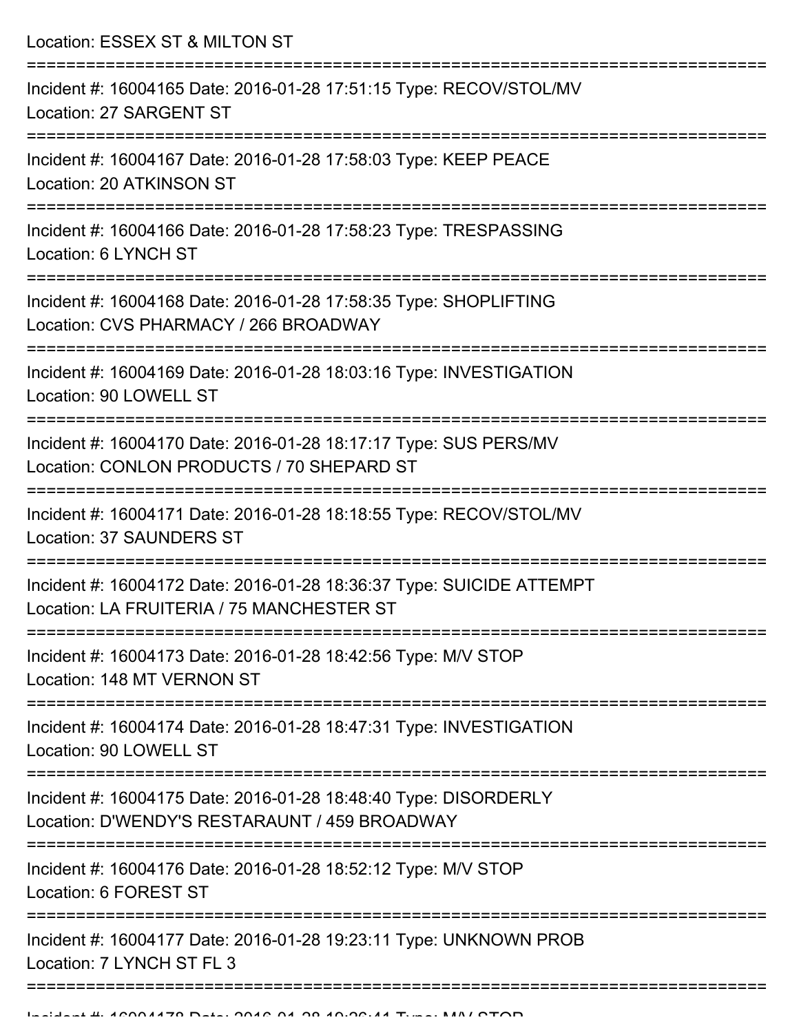Location: ESSEX ST & MILTON ST

===========================================================================

Incident #: 16004165 Date: 2016-01-28 17:51:15 Type: RECOV/STOL/MV
Location: 27 SARGENT ST

===========================================================================

Incident #: 16004167 Date: 2016-01-28 17:58:03 Type: KEEP PEACE
Location: 20 ATKINSON ST

===========================================================================

Incident #: 16004166 Date: 2016-01-28 17:58:23 Type: TRESPASSING
Location: 6 LYNCH ST

===========================================================================

Incident #: 16004168 Date: 2016-01-28 17:58:35 Type: SHOPLIFTING
Location: CVS PHARMACY / 266 BROADWAY

===========================================================================

Incident #: 16004169 Date: 2016-01-28 18:03:16 Type: INVESTIGATION
Location: 90 LOWELL ST

===========================================================================

Incident #: 16004170 Date: 2016-01-28 18:17:17 Type: SUS PERS/MV
Location: CONLON PRODUCTS / 70 SHEPARD ST

===========================================================================

Incident #: 16004171 Date: 2016-01-28 18:18:55 Type: RECOV/STOL/MV
Location: 37 SAUNDERS ST

===========================================================================

Incident #: 16004172 Date: 2016-01-28 18:36:37 Type: SUICIDE ATTEMPT
Location: LA FRUITERIA / 75 MANCHESTER ST

===========================================================================

Incident #: 16004173 Date: 2016-01-28 18:42:56 Type: M/V STOP
Location: 148 MT VERNON ST

===========================================================================

Incident #: 16004174 Date: 2016-01-28 18:47:31 Type: INVESTIGATION
Location: 90 LOWELL ST

===========================================================================

Incident #: 16004175 Date: 2016-01-28 18:48:40 Type: DISORDERLY
Location: D'WENDY'S RESTARAUNT / 459 BROADWAY

===========================================================================

Incident #: 16004176 Date: 2016-01-28 18:52:12 Type: M/V STOP
Location: 6 FOREST ST

===========================================================================

Incident #: 16004177 Date: 2016-01-28 19:23:11 Type: UNKNOWN PROB
Location: 7 LYNCH ST FL 3

===========================================================================

Incident #: 16004178 Date: 2016-01-28 19:26:41 Type: M/V STOP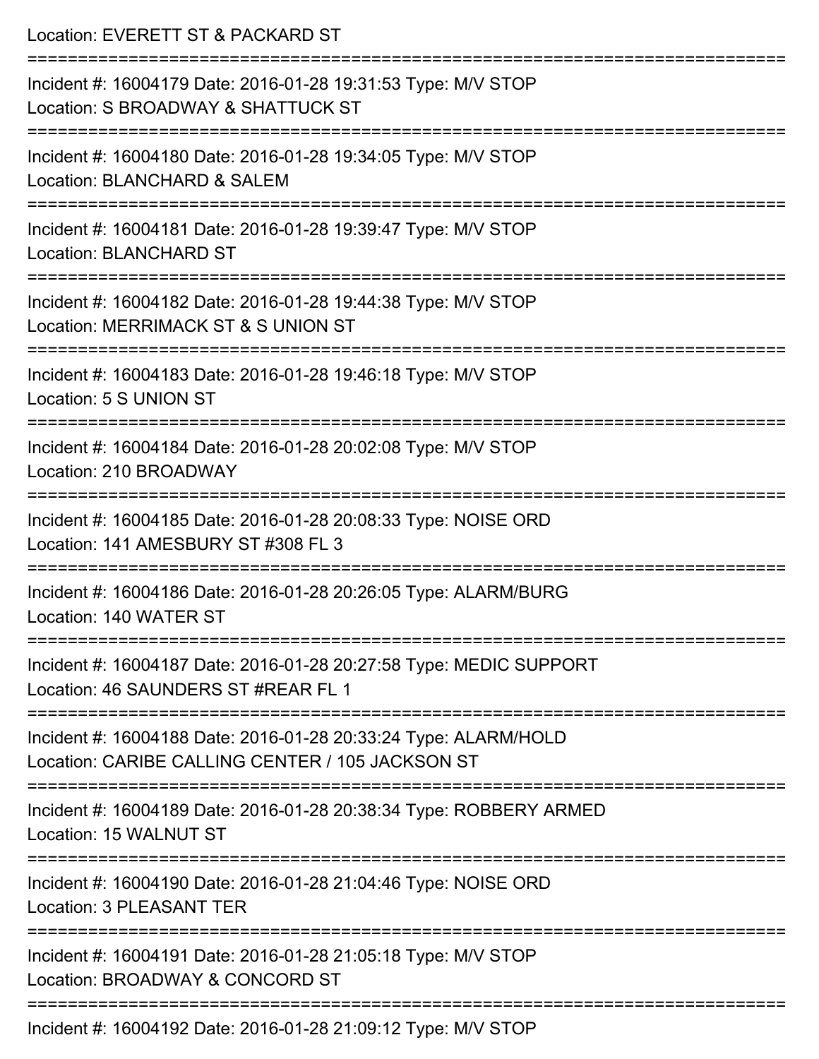Location: EVERETT ST & PACKARD ST

===========================================================================

Incident #: 16004179 Date: 2016-01-28 19:31:53 Type: M/V STOP
Location: S BROADWAY & SHATTUCK ST

===========================================================================

Incident #: 16004180 Date: 2016-01-28 19:34:05 Type: M/V STOP
Location: BLANCHARD & SALEM

===========================================================================

Incident #: 16004181 Date: 2016-01-28 19:39:47 Type: M/V STOP
Location: BLANCHARD ST

===========================================================================

Incident #: 16004182 Date: 2016-01-28 19:44:38 Type: M/V STOP
Location: MERRIMACK ST & S UNION ST

===========================================================================

Incident #: 16004183 Date: 2016-01-28 19:46:18 Type: M/V STOP
Location: 5 S UNION ST

===========================================================================

Incident #: 16004184 Date: 2016-01-28 20:02:08 Type: M/V STOP
Location: 210 BROADWAY

===========================================================================

Incident #: 16004185 Date: 2016-01-28 20:08:33 Type: NOISE ORD
Location: 141 AMESBURY ST #308 FL 3

===========================================================================

Incident #: 16004186 Date: 2016-01-28 20:26:05 Type: ALARM/BURG
Location: 140 WATER ST

===========================================================================

Incident #: 16004187 Date: 2016-01-28 20:27:58 Type: MEDIC SUPPORT
Location: 46 SAUNDERS ST #REAR FL 1

===========================================================================

Incident #: 16004188 Date: 2016-01-28 20:33:24 Type: ALARM/HOLD
Location: CARIBE CALLING CENTER / 105 JACKSON ST

===========================================================================

Incident #: 16004189 Date: 2016-01-28 20:38:34 Type: ROBBERY ARMED
Location: 15 WALNUT ST

===========================================================================

Incident #: 16004190 Date: 2016-01-28 21:04:46 Type: NOISE ORD
Location: 3 PLEASANT TER

===========================================================================

Incident #: 16004191 Date: 2016-01-28 21:05:18 Type: M/V STOP
Location: BROADWAY & CONCORD ST

===========================================================================

Incident #: 16004192 Date: 2016-01-28 21:09:12 Type: M/V STOP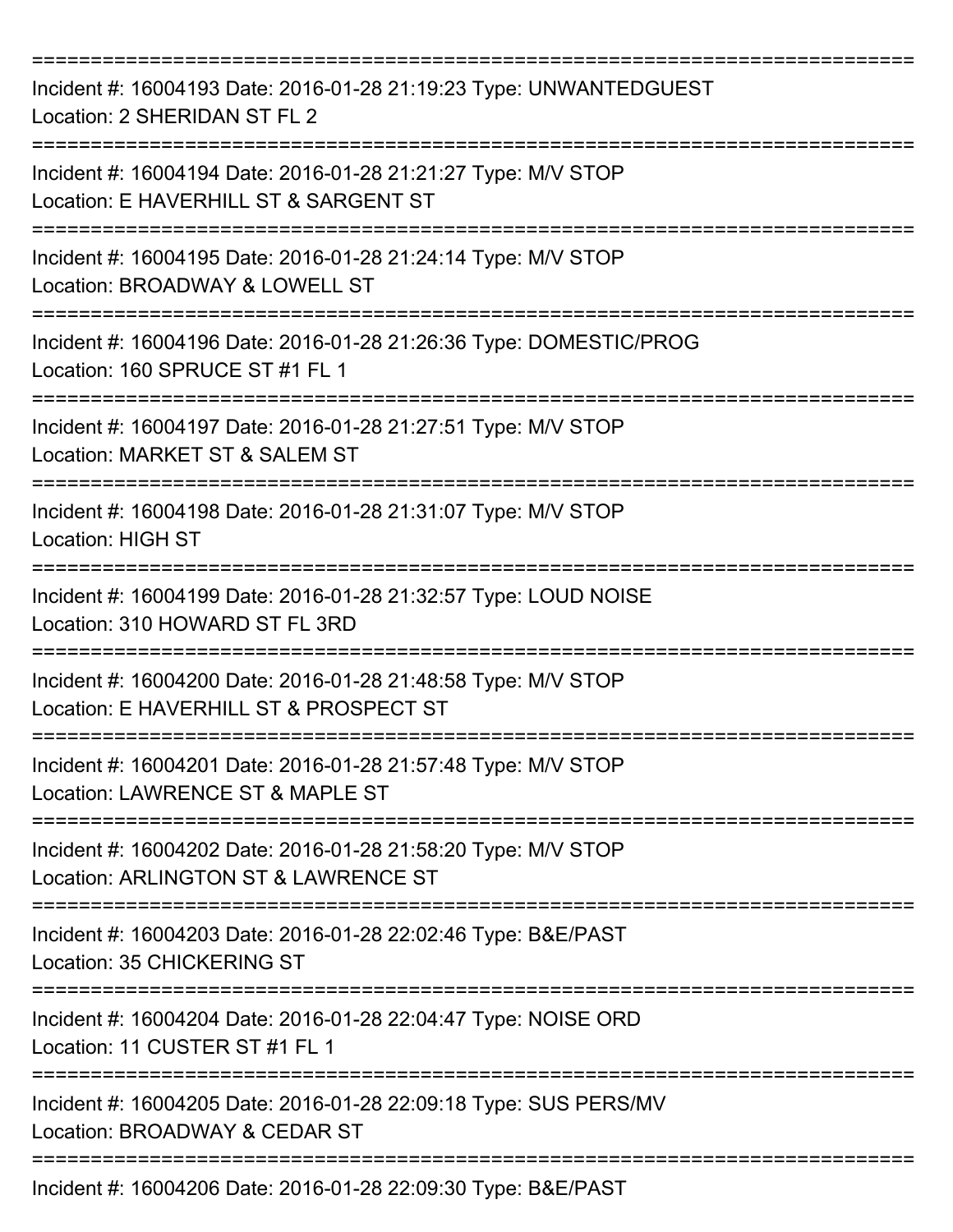===========================================================================
Incident #: 16004193 Date: 2016-01-28 21:19:23 Type: UNWANTEDGUEST
Location: 2 SHERIDAN ST FL 2
===========================================================================
Incident #: 16004194 Date: 2016-01-28 21:21:27 Type: M/V STOP
Location: E HAVERHILL ST & SARGENT ST
===========================================================================
Incident #: 16004195 Date: 2016-01-28 21:24:14 Type: M/V STOP
Location: BROADWAY & LOWELL ST
===========================================================================
Incident #: 16004196 Date: 2016-01-28 21:26:36 Type: DOMESTIC/PROG
Location: 160 SPRUCE ST #1 FL 1
===========================================================================
Incident #: 16004197 Date: 2016-01-28 21:27:51 Type: M/V STOP
Location: MARKET ST & SALEM ST
===========================================================================
Incident #: 16004198 Date: 2016-01-28 21:31:07 Type: M/V STOP
Location: HIGH ST
===========================================================================
Incident #: 16004199 Date: 2016-01-28 21:32:57 Type: LOUD NOISE
Location: 310 HOWARD ST FL 3RD
===========================================================================
Incident #: 16004200 Date: 2016-01-28 21:48:58 Type: M/V STOP
Location: E HAVERHILL ST & PROSPECT ST
===========================================================================
Incident #: 16004201 Date: 2016-01-28 21:57:48 Type: M/V STOP
Location: LAWRENCE ST & MAPLE ST
===========================================================================
Incident #: 16004202 Date: 2016-01-28 21:58:20 Type: M/V STOP
Location: ARLINGTON ST & LAWRENCE ST
===========================================================================
Incident #: 16004203 Date: 2016-01-28 22:02:46 Type: B&E/PAST
Location: 35 CHICKERING ST
===========================================================================
Incident #: 16004204 Date: 2016-01-28 22:04:47 Type: NOISE ORD
Location: 11 CUSTER ST #1 FL 1
===========================================================================
Incident #: 16004205 Date: 2016-01-28 22:09:18 Type: SUS PERS/MV
Location: BROADWAY & CEDAR ST
===========================================================================
Incident #: 16004206 Date: 2016-01-28 22:09:30 Type: B&E/PAST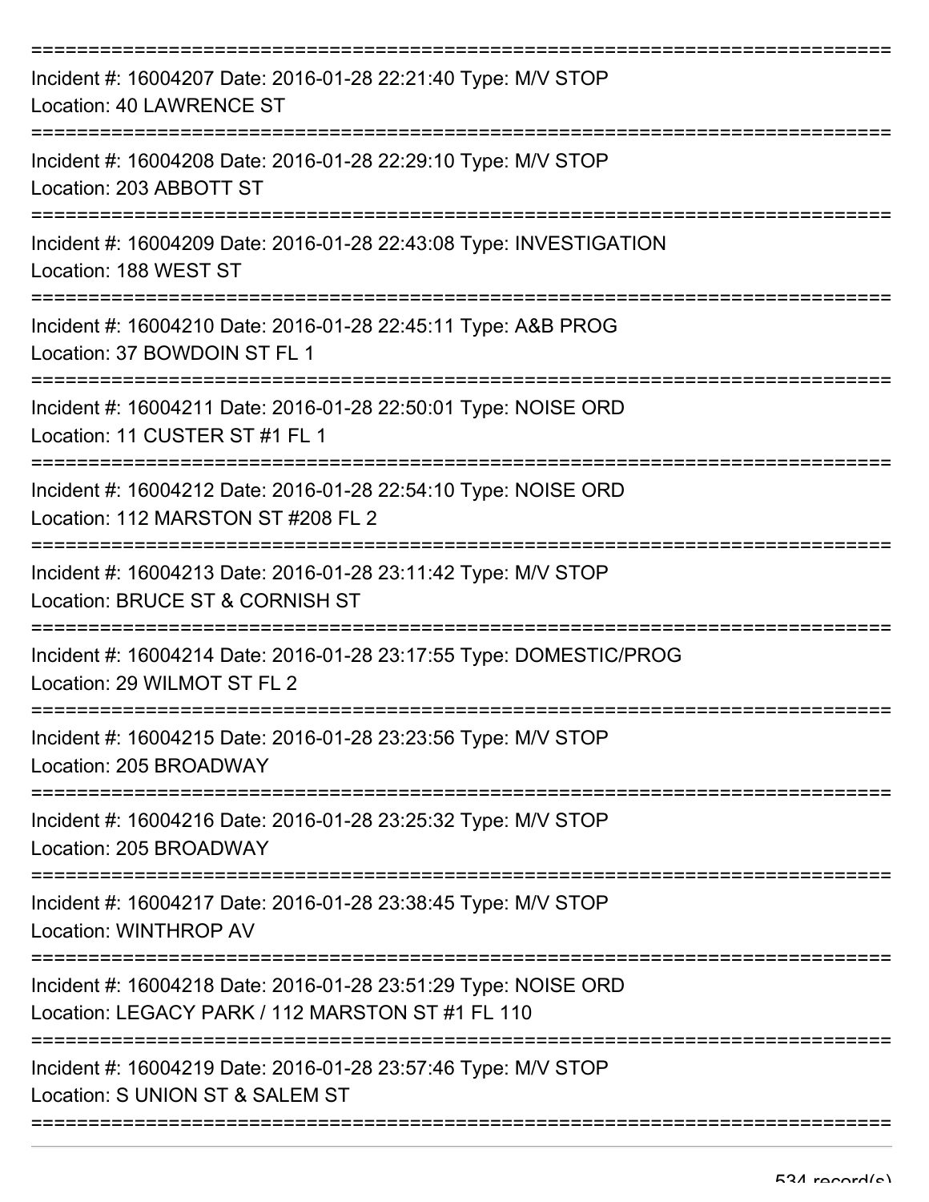Incident #: 16004207 Date: 2016-01-28 22:21:40 Type: M/V STOP
Location: 40 LAWRENCE ST

Incident #: 16004208 Date: 2016-01-28 22:29:10 Type: M/V STOP
Location: 203 ABBOTT ST

Incident #: 16004209 Date: 2016-01-28 22:43:08 Type: INVESTIGATION
Location: 188 WEST ST

Incident #: 16004210 Date: 2016-01-28 22:45:11 Type: A&B PROG
Location: 37 BOWDOIN ST FL 1

Incident #: 16004211 Date: 2016-01-28 22:50:01 Type: NOISE ORD
Location: 11 CUSTER ST #1 FL 1

Incident #: 16004212 Date: 2016-01-28 22:54:10 Type: NOISE ORD
Location: 112 MARSTON ST #208 FL 2

Incident #: 16004213 Date: 2016-01-28 23:11:42 Type: M/V STOP
Location: BRUCE ST & CORNISH ST

Incident #: 16004214 Date: 2016-01-28 23:17:55 Type: DOMESTIC/PROG
Location: 29 WILMOT ST FL 2

Incident #: 16004215 Date: 2016-01-28 23:23:56 Type: M/V STOP
Location: 205 BROADWAY

Incident #: 16004216 Date: 2016-01-28 23:25:32 Type: M/V STOP
Location: 205 BROADWAY

Incident #: 16004217 Date: 2016-01-28 23:38:45 Type: M/V STOP
Location: WINTHROP AV

Incident #: 16004218 Date: 2016-01-28 23:51:29 Type: NOISE ORD
Location: LEGACY PARK / 112 MARSTON ST #1 FL 110

Incident #: 16004219 Date: 2016-01-28 23:57:46 Type: M/V STOP
Location: S UNION ST & SALEM ST

534 record(s)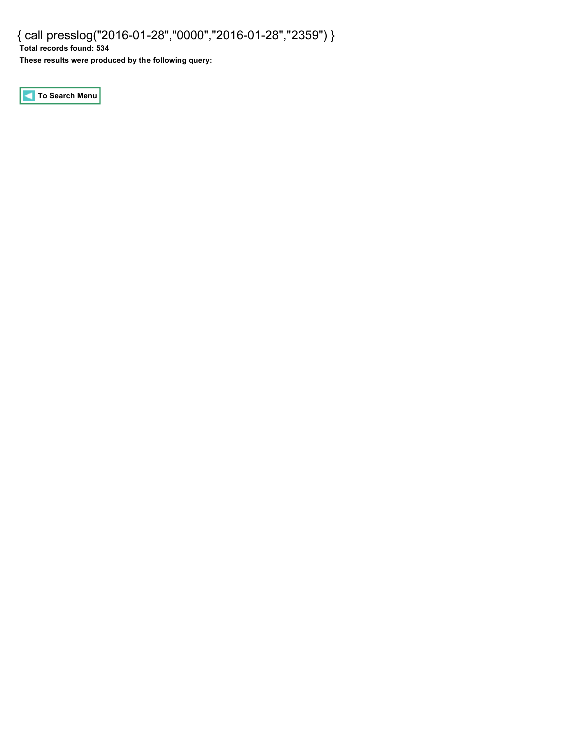{ call presslog("2016-01-28","0000","2016-01-28","2359") }

**Total records found: 534**

**These results were produced by the following query:**

**To Search Menu**